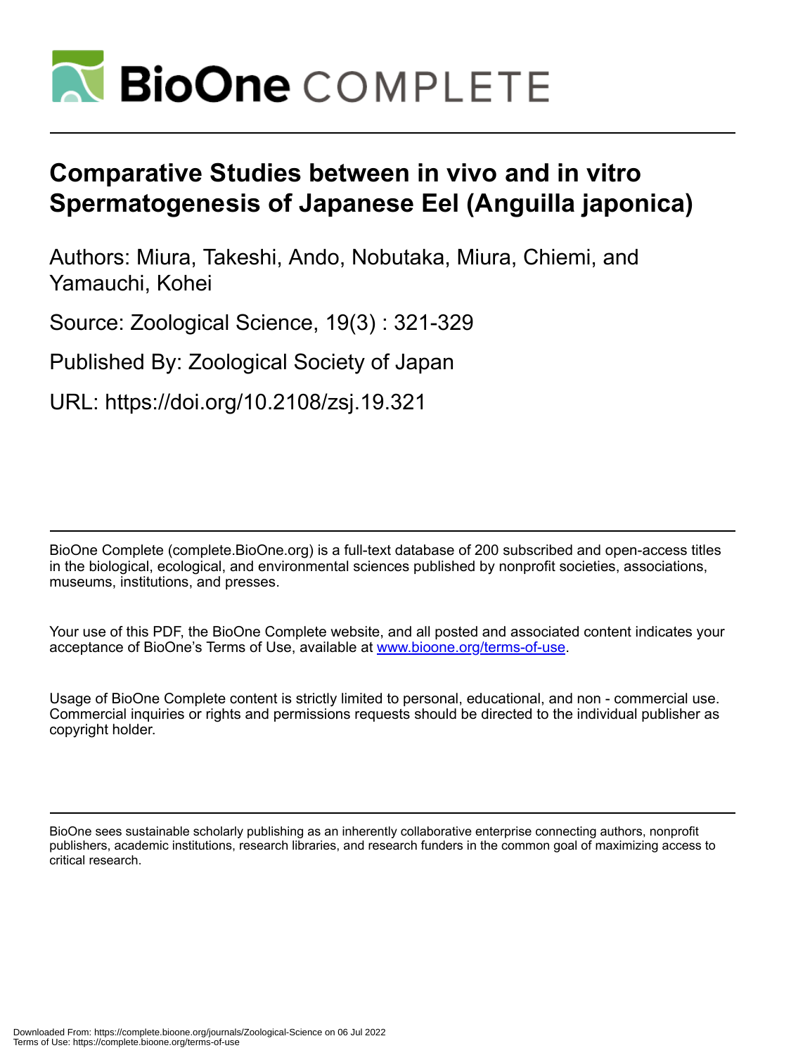# Comparative Studies between in vivo and in vitro Spermatogenesis of Japanese Eel (Anguilla japonica)

Authors: Miura, Takeshi, Ando, Nobutaka, Miura, Chiemi, and Yamauchi, Kohei

Source: Zoological Science, 19(3) : 321-329

Published By: Zoological Society of Japan

URL: https://doi.org/10.2108/zsj.19.321

BioOne Complete (complete.BioOne.org) is a full-text database of 200 subscribed and open-access titles in the biological, ecological, and environmental sciences published by nonprofit societies, associations, museums, institutions, and presses.

Your use of this PDF, the BioOne Complete website, and all posted and associated content indicates your acceptance of BioOne's Terms of Use, available at www.bioone.org/terms-of-use.

Usage of BioOne Complete content is strictly limited to personal, educational, and non - commercial use. Commercial inquiries or rights and permissions requests should be directed to the individual publisher as copyright holder.

BioOne sees sustainable scholarly publishing as an inherently collaborative enterprise connecting authors, nonprofit publishers, academic institutions, research libraries, and research funders in the common goal of maximizing access to critical research.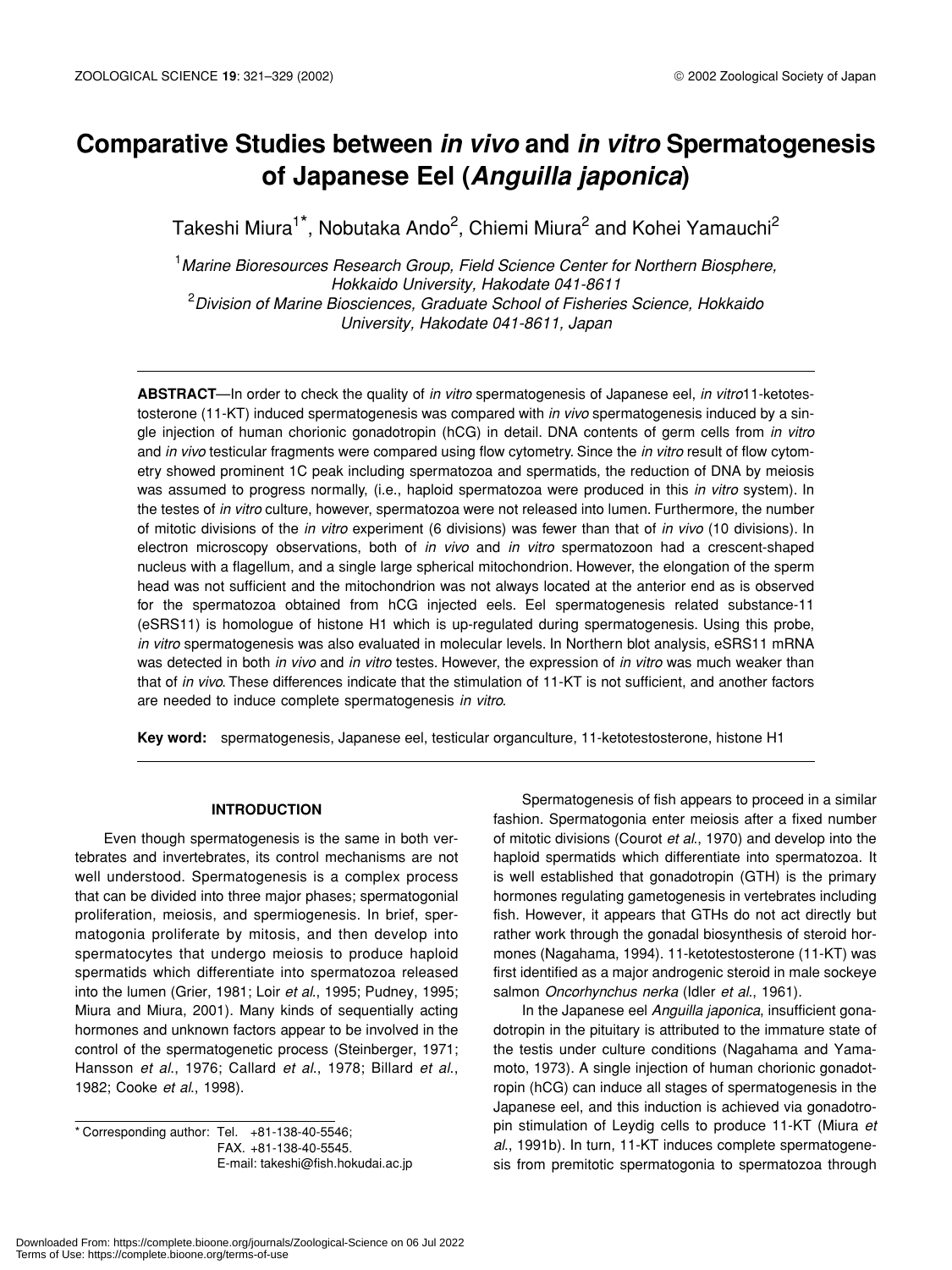# Comparative Studies between *in vivo* and *in vitro* Spermatogenesis of Japanese Eel (*Anguilla japonica*)

Takeshi Miura[1]*, Nobutaka Ando[2], Chiemi Miura[2] and Kohei Yamauchi[2]

[1]*Marine Bioresources Research Group, Field Science Center for Northern Biosphere, Hokkaido University, Hakodate 041-8611*
[2]*Division of Marine Biosciences, Graduate School of Fisheries Science, Hokkaido University, Hakodate 041-8611, Japan*

---

**ABSTRACT**—In order to check the quality of *in vitro* spermatogenesis of Japanese eel, *in vitro*11-ketotestosterone (11-KT) induced spermatogenesis was compared with *in vivo* spermatogenesis induced by a single injection of human chorionic gonadotropin (hCG) in detail. DNA contents of germ cells from *in vitro* and *in vivo* testicular fragments were compared using flow cytometry. Since the *in vitro* result of flow cytometry showed prominent 1C peak including spermatozoa and spermatids, the reduction of DNA by meiosis was assumed to progress normally, (i.e., haploid spermatozoa were produced in this *in vitro* system). In the testes of *in vitro* culture, however, spermatozoa were not released into lumen. Furthermore, the number of mitotic divisions of the *in vitro* experiment (6 divisions) was fewer than that of *in vivo* (10 divisions). In electron microscopy observations, both of *in vivo* and *in vitro* spermatozoon had a crescent-shaped nucleus with a flagellum, and a single large spherical mitochondrion. However, the elongation of the sperm head was not sufficient and the mitochondrion was not always located at the anterior end as is observed for the spermatozoa obtained from hCG injected eels. Eel spermatogenesis related substance-11 (eSRS11) is homologue of histone H1 which is up-regulated during spermatogenesis. Using this probe, *in vitro* spermatogenesis was also evaluated in molecular levels. In Northern blot analysis, eSRS11 mRNA was detected in both *in vivo* and *in vitro* testes. However, the expression of *in vitro* was much weaker than that of *in vivo*. These differences indicate that the stimulation of 11-KT is not sufficient, and another factors are needed to induce complete spermatogenesis *in vitro*.

**Key word:** spermatogenesis, Japanese eel, testicular organculture, 11-ketotestosterone, histone H1

---

## INTRODUCTION

Even though spermatogenesis is the same in both vertebrates and invertebrates, its control mechanisms are not well understood. Spermatogenesis is a complex process that can be divided into three major phases; spermatogonial proliferation, meiosis, and spermiogenesis. In brief, spermatogonia proliferate by mitosis, and then develop into spermatocytes that undergo meiosis to produce haploid spermatids which differentiate into spermatozoa released into the lumen (Grier, 1981; Loir *et al*., 1995; Pudney, 1995; Miura and Miura, 2001). Many kinds of sequentially acting hormones and unknown factors appear to be involved in the control of the spermatogenetic process (Steinberger, 1971; Hansson *et al*., 1976; Callard *et al*., 1978; Billard *et al*., 1982; Cooke *et al*., 1998).

Spermatogenesis of fish appears to proceed in a similar fashion. Spermatogonia enter meiosis after a fixed number of mitotic divisions (Courot *et al*., 1970) and develop into the haploid spermatids which differentiate into spermatozoa. It is well established that gonadotropin (GTH) is the primary hormones regulating gametogenesis in vertebrates including fish. However, it appears that GTHs do not act directly but rather work through the gonadal biosynthesis of steroid hormones (Nagahama, 1994). 11-ketotestosterone (11-KT) was first identified as a major androgenic steroid in male sockeye salmon *Oncorhynchus nerka* (Idler *et al*., 1961).

In the Japanese eel *Anguilla japonica*, insufficient gonadotropin in the pituitary is attributed to the immature state of the testis under culture conditions (Nagahama and Yamamoto, 1973). A single injection of human chorionic gonadotropin (hCG) can induce all stages of spermatogenesis in the Japanese eel, and this induction is achieved via gonadotropin stimulation of Leydig cells to produce 11-KT (Miura *et al*., 1991b). In turn, 11-KT induces complete spermatogenesis from premitotic spermatogonia to spermatozoa through

\* Corresponding author: Tel. +81-138-40-5546;
FAX. +81-138-40-5545.
E-mail: takeshi@fish.hokudai.ac.jp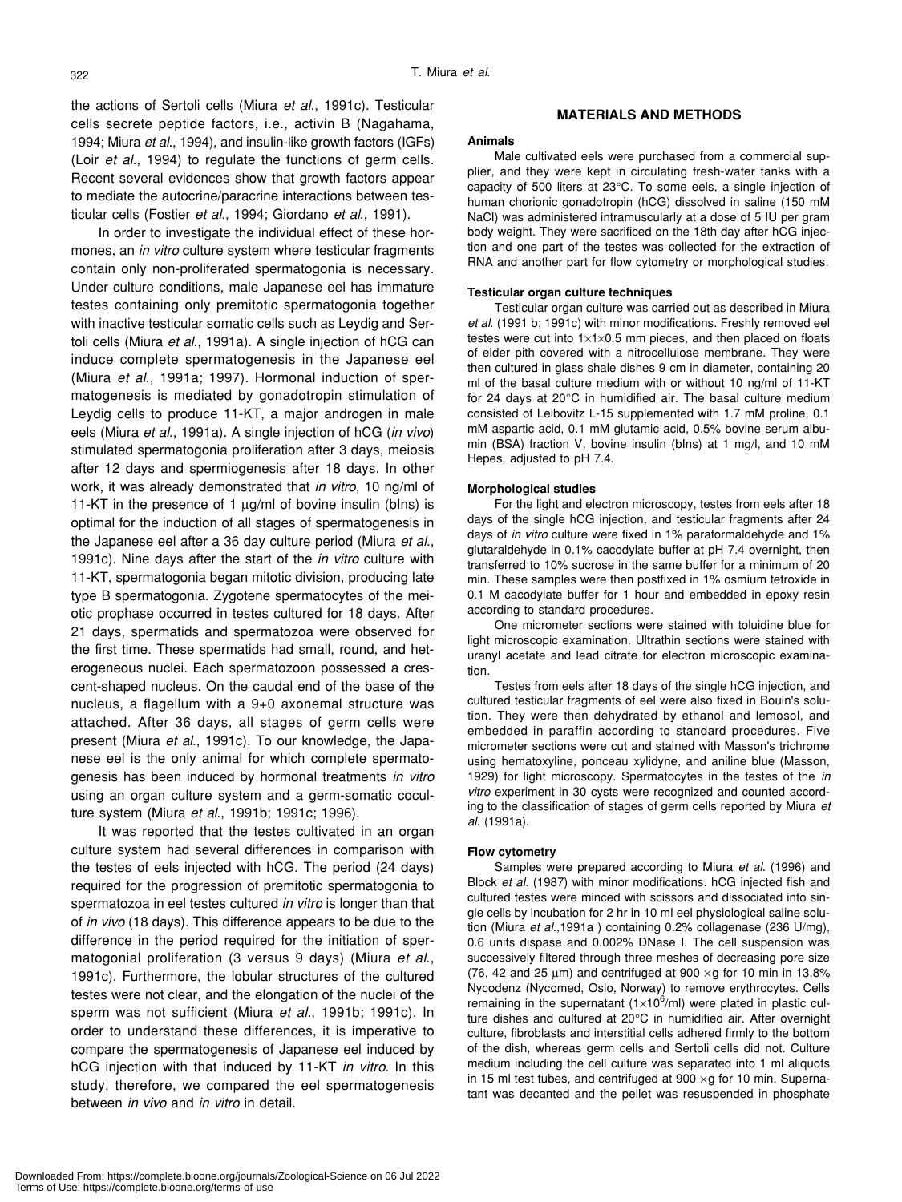the actions of Sertoli cells (Miura *et al*., 1991c). Testicular cells secrete peptide factors, i.e., activin B (Nagahama, 1994; Miura *et al*., 1994), and insulin-like growth factors (IGFs) (Loir *et al*., 1994) to regulate the functions of germ cells. Recent several evidences show that growth factors appear to mediate the autocrine/paracrine interactions between testicular cells (Fostier *et al*., 1994; Giordano *et al*., 1991).

In order to investigate the individual effect of these hormones, an *in vitro* culture system where testicular fragments contain only non-proliferated spermatogonia is necessary. Under culture conditions, male Japanese eel has immature testes containing only premitotic spermatogonia together with inactive testicular somatic cells such as Leydig and Sertoli cells (Miura *et al*., 1991a). A single injection of hCG can induce complete spermatogenesis in the Japanese eel (Miura *et al*., 1991a; 1997). Hormonal induction of spermatogenesis is mediated by gonadotropin stimulation of Leydig cells to produce 11-KT, a major androgen in male eels (Miura *et al*., 1991a). A single injection of hCG (*in vivo*) stimulated spermatogonia proliferation after 3 days, meiosis after 12 days and spermiogenesis after 18 days. In other work, it was already demonstrated that *in vitro*, 10 ng/ml of 11-KT in the presence of 1 μg/ml of bovine insulin (bIns) is optimal for the induction of all stages of spermatogenesis in the Japanese eel after a 36 day culture period (Miura *et al*., 1991c). Nine days after the start of the *in vitro* culture with 11-KT, spermatogonia began mitotic division, producing late type B spermatogonia. Zygotene spermatocytes of the meiotic prophase occurred in testes cultured for 18 days. After 21 days, spermatids and spermatozoa were observed for the first time. These spermatids had small, round, and heterogeneous nuclei. Each spermatozoon possessed a crescent-shaped nucleus. On the caudal end of the base of the nucleus, a flagellum with a 9+0 axonemal structure was attached. After 36 days, all stages of germ cells were present (Miura *et al*., 1991c). To our knowledge, the Japanese eel is the only animal for which complete spermatogenesis has been induced by hormonal treatments *in vitro* using an organ culture system and a germ-somatic coculture system (Miura *et al*., 1991b; 1991c; 1996).

It was reported that the testes cultivated in an organ culture system had several differences in comparison with the testes of eels injected with hCG. The period (24 days) required for the progression of premitotic spermatogonia to spermatozoa in eel testes cultured *in vitro* is longer than that of *in vivo* (18 days). This difference appears to be due to the difference in the period required for the initiation of spermatogonial proliferation (3 versus 9 days) (Miura *et al*., 1991c). Furthermore, the lobular structures of the cultured testes were not clear, and the elongation of the nuclei of the sperm was not sufficient (Miura *et al*., 1991b; 1991c). In order to understand these differences, it is imperative to compare the spermatogenesis of Japanese eel induced by hCG injection with that induced by 11-KT *in vitro*. In this study, therefore, we compared the eel spermatogenesis between *in vivo* and *in vitro* in detail.

## MATERIALS AND METHODS

### Animals

Male cultivated eels were purchased from a commercial supplier, and they were kept in circulating fresh-water tanks with a capacity of 500 liters at 23°C. To some eels, a single injection of human chorionic gonadotropin (hCG) dissolved in saline (150 mM NaCl) was administered intramuscularly at a dose of 5 IU per gram body weight. They were sacrificed on the 18th day after hCG injection and one part of the testes was collected for the extraction of RNA and another part for flow cytometry or morphological studies.

### Testicular organ culture techniques

Testicular organ culture was carried out as described in Miura *et al*. (1991 b; 1991c) with minor modifications. Freshly removed eel testes were cut into 1×1×0.5 mm pieces, and then placed on floats of elder pith covered with a nitrocellulose membrane. They were then cultured in glass shale dishes 9 cm in diameter, containing 20 ml of the basal culture medium with or without 10 ng/ml of 11-KT for 24 days at 20°C in humidified air. The basal culture medium consisted of Leibovitz L-15 supplemented with 1.7 mM proline, 0.1 mM aspartic acid, 0.1 mM glutamic acid, 0.5% bovine serum albumin (BSA) fraction V, bovine insulin (bIns) at 1 mg/l, and 10 mM Hepes, adjusted to pH 7.4.

### Morphological studies

For the light and electron microscopy, testes from eels after 18 days of the single hCG injection, and testicular fragments after 24 days of *in vitro* culture were fixed in 1% paraformaldehyde and 1% glutaraldehyde in 0.1% cacodylate buffer at pH 7.4 overnight, then transferred to 10% sucrose in the same buffer for a minimum of 20 min. These samples were then postfixed in 1% osmium tetroxide in 0.1 M cacodylate buffer for 1 hour and embedded in epoxy resin according to standard procedures.

One micrometer sections were stained with toluidine blue for light microscopic examination. Ultrathin sections were stained with uranyl acetate and lead citrate for electron microscopic examination.

Testes from eels after 18 days of the single hCG injection, and cultured testicular fragments of eel were also fixed in Bouin's solution. They were then dehydrated by ethanol and lemosol, and embedded in paraffin according to standard procedures. Five micrometer sections were cut and stained with Masson's trichrome using hematoxyline, ponceau xylidyne, and aniline blue (Masson, 1929) for light microscopy. Spermatocytes in the testes of the *in vitro* experiment in 30 cysts were recognized and counted according to the classification of stages of germ cells reported by Miura *et al*. (1991a).

### Flow cytometry

Samples were prepared according to Miura *et al*. (1996) and Block *et al*. (1987) with minor modifications. hCG injected fish and cultured testes were minced with scissors and dissociated into single cells by incubation for 2 hr in 10 ml eel physiological saline solution (Miura *et al*.,1991a ) containing 0.2% collagenase (236 U/mg), 0.6 units dispase and 0.002% DNase I. The cell suspension was successively filtered through three meshes of decreasing pore size (76, 42 and 25 μm) and centrifuged at 900 ×g for 10 min in 13.8% Nycodenz (Nycomed, Oslo, Norway) to remove erythrocytes. Cells remaining in the supernatant ($1\times10^6$/ml) were plated in plastic culture dishes and cultured at 20°C in humidified air. After overnight culture, fibroblasts and interstitial cells adhered firmly to the bottom of the dish, whereas germ cells and Sertoli cells did not. Culture medium including the cell culture was separated into 1 ml aliquots in 15 ml test tubes, and centrifuged at 900 ×g for 10 min. Supernatant was decanted and the pellet was resuspended in phosphate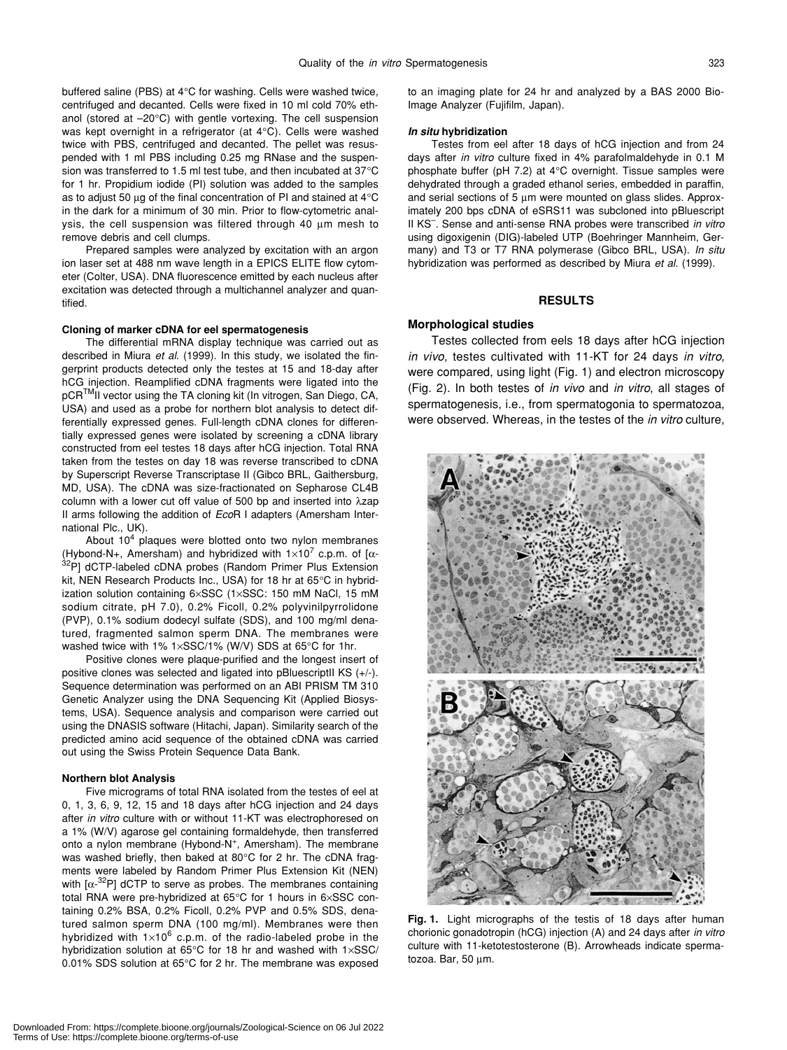buffered saline (PBS) at 4°C for washing. Cells were washed twice, centrifuged and decanted. Cells were fixed in 10 ml cold 70% ethanol (stored at –20°C) with gentle vortexing. The cell suspension was kept overnight in a refrigerator (at 4°C). Cells were washed twice with PBS, centrifuged and decanted. The pellet was resuspended with 1 ml PBS including 0.25 mg RNase and the suspension was transferred to 1.5 ml test tube, and then incubated at 37°C for 1 hr. Propidium iodide (PI) solution was added to the samples as to adjust 50 µg of the final concentration of PI and stained at 4°C in the dark for a minimum of 30 min. Prior to flow-cytometric analysis, the cell suspension was filtered through 40 µm mesh to remove debris and cell clumps.

Prepared samples were analyzed by excitation with an argon ion laser set at 488 nm wave length in a EPICS ELITE flow cytometer (Colter, USA). DNA fluorescence emitted by each nucleus after excitation was detected through a multichannel analyzer and quantified.

#### Cloning of marker cDNA for eel spermatogenesis

The differential mRNA display technique was carried out as described in Miura *et al.* (1999). In this study, we isolated the fingerprint products detected only the testes at 15 and 18-day after hCG injection. Reamplified cDNA fragments were ligated into the pCR™II vector using the TA cloning kit (In vitrogen, San Diego, CA, USA) and used as a probe for northern blot analysis to detect differentially expressed genes. Full-length cDNA clones for differentially expressed genes were isolated by screening a cDNA library constructed from eel testes 18 days after hCG injection. Total RNA taken from the testes on day 18 was reverse transcribed to cDNA by Superscript Reverse Transcriptase II (Gibco BRL, Gaithersburg, MD, USA). The cDNA was size-fractionated on Sepharose CL4B column with a lower cut off value of 500 bp and inserted into λzap II arms following the addition of *Eco*R I adapters (Amersham International Plc., UK).

About $10^4$ plaques were blotted onto two nylon membranes (Hybond-N+, Amersham) and hybridized with $1\times10^7$ c.p.m. of [α-$^{32}$P] dCTP-labeled cDNA probes (Random Primer Plus Extension kit, NEN Research Products Inc., USA) for 18 hr at 65°C in hybridization solution containing 6×SSC (1×SSC: 150 mM NaCl, 15 mM sodium citrate, pH 7.0), 0.2% Ficoll, 0.2% polyvinilpyrrolidone (PVP), 0.1% sodium dodecyl sulfate (SDS), and 100 mg/ml denatured, fragmented salmon sperm DNA. The membranes were washed twice with 1% 1×SSC/1% (W/V) SDS at 65°C for 1hr.

Positive clones were plaque-purified and the longest insert of positive clones was selected and ligated into pBluescriptII KS (+/-). Sequence determination was performed on an ABI PRISM TM 310 Genetic Analyzer using the DNA Sequencing Kit (Applied Biosystems, USA). Sequence analysis and comparison were carried out using the DNASIS software (Hitachi, Japan). Similarity search of the predicted amino acid sequence of the obtained cDNA was carried out using the Swiss Protein Sequence Data Bank.

#### Northern blot Analysis

Five micrograms of total RNA isolated from the testes of eel at 0, 1, 3, 6, 9, 12, 15 and 18 days after hCG injection and 24 days after *in vitro* culture with or without 11-KT was electrophoresed on a 1% (W/V) agarose gel containing formaldehyde, then transferred onto a nylon membrane (Hybond-N$^+$, Amersham). The membrane was washed briefly, then baked at 80°C for 2 hr. The cDNA fragments were labeled by Random Primer Plus Extension Kit (NEN) with [α-$^{32}$P] dCTP to serve as probes. The membranes containing total RNA were pre-hybridized at 65°C for 1 hours in 6×SSC containing 0.2% BSA, 0.2% Ficoll, 0.2% PVP and 0.5% SDS, denatured salmon sperm DNA (100 mg/ml). Membranes were then hybridized with $1\times10^6$ c.p.m. of the radio-labeled probe in the hybridization solution at 65°C for 18 hr and washed with 1×SSC/0.01% SDS solution at 65°C for 2 hr. The membrane was exposed to an imaging plate for 24 hr and analyzed by a BAS 2000 Bio-Image Analyzer (Fujifilm, Japan).

#### *In situ* hybridization

Testes from eel after 18 days of hCG injection and from 24 days after *in vitro* culture fixed in 4% parafolmaldehyde in 0.1 M phosphate buffer (pH 7.2) at 4°C overnight. Tissue samples were dehydrated through a graded ethanol series, embedded in paraffin, and serial sections of 5 µm were mounted on glass slides. Approximately 200 bps cDNA of eSRS11 was subcloned into pBluescript II KS$^-$. Sense and anti-sense RNA probes were transcribed *in vitro* using digoxigenin (DIG)-labeled UTP (Boehringer Mannheim, Germany) and T3 or T7 RNA polymerase (Gibco BRL, USA). *In situ* hybridization was performed as described by Miura *et al.* (1999).

## RESULTS

### Morphological studies

Testes collected from eels 18 days after hCG injection *in vivo*, testes cultivated with 11-KT for 24 days *in vitro,* were compared, using light (Fig. 1) and electron microscopy (Fig. 2). In both testes of *in vivo* and *in vitro*, all stages of spermatogenesis, i.e., from spermatogonia to spermatozoa, were observed. Whereas, in the testes of the *in vitro* culture,

**Fig. 1.** Light micrographs of the testis of 18 days after human chorionic gonadotropin (hCG) injection (A) and 24 days after *in vitro* culture with 11-ketotestosterone (B). Arrowheads indicate spermatozoa. Bar, 50 µm.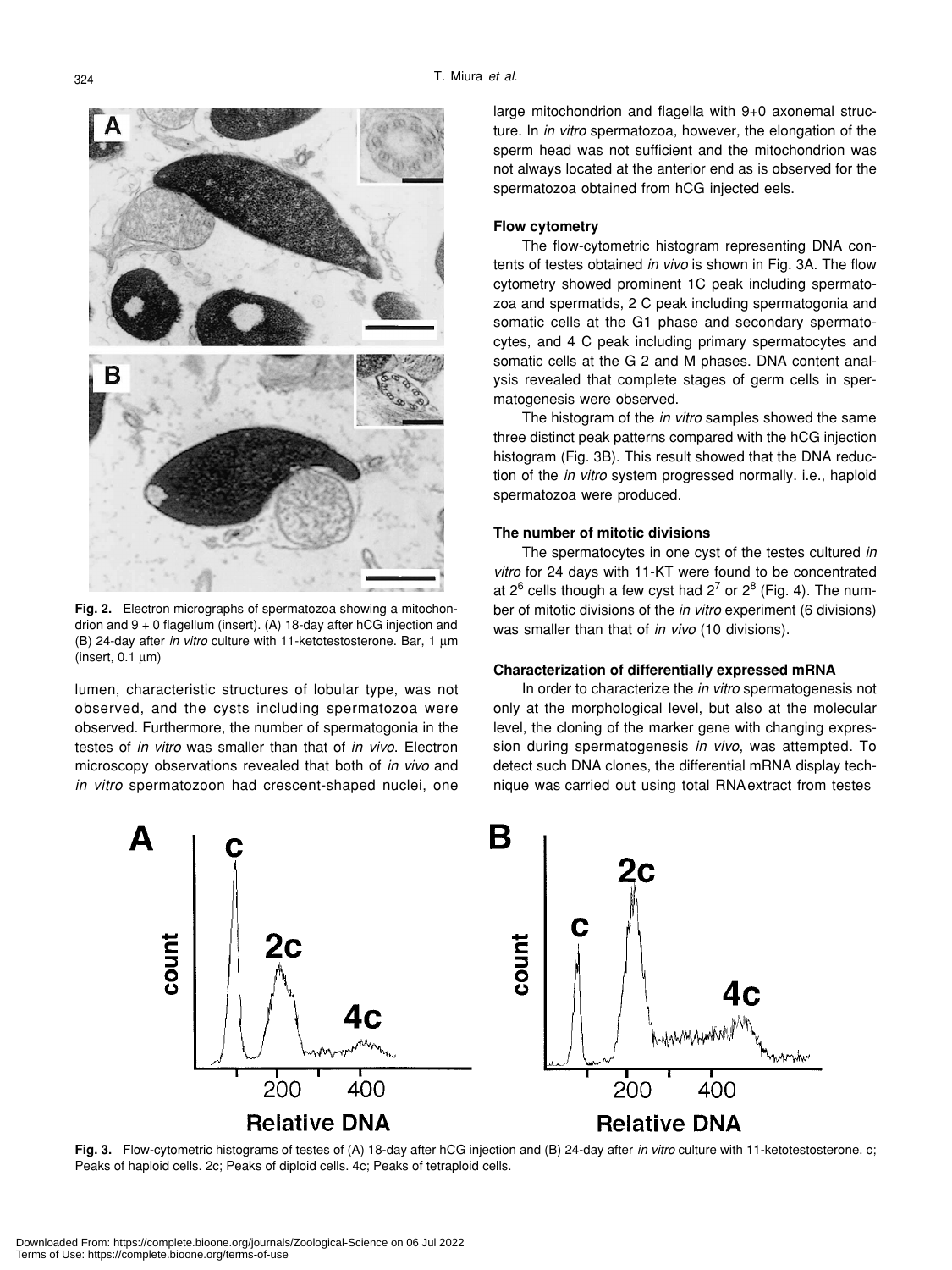**Fig. 2.** Electron micrographs of spermatozoa showing a mitochondrion and 9 + 0 flagellum (insert). (A) 18-day after hCG injection and (B) 24-day after *in vitro* culture with 11-ketotestosterone. Bar, 1 µm (insert, 0.1 µm)

lumen, characteristic structures of lobular type, was not observed, and the cysts including spermatozoa were observed. Furthermore, the number of spermatogonia in the testes of *in vitro* was smaller than that of *in vivo*. Electron microscopy observations revealed that both of *in vivo* and *in vitro* spermatozoon had crescent-shaped nuclei, one large mitochondrion and flagella with 9+0 axonemal structure. In *in vitro* spermatozoa, however, the elongation of the sperm head was not sufficient and the mitochondrion was not always located at the anterior end as is observed for the spermatozoa obtained from hCG injected eels.

### Flow cytometry

The flow-cytometric histogram representing DNA contents of testes obtained *in vivo* is shown in Fig. 3A. The flow cytometry showed prominent 1C peak including spermatozoa and spermatids, 2 C peak including spermatogonia and somatic cells at the G1 phase and secondary spermatocytes, and 4 C peak including primary spermatocytes and somatic cells at the G 2 and M phases. DNA content analysis revealed that complete stages of germ cells in spermatogenesis were observed.

The histogram of the *in vitro* samples showed the same three distinct peak patterns compared with the hCG injection histogram (Fig. 3B). This result showed that the DNA reduction of the *in vitro* system progressed normally. i.e., haploid spermatozoa were produced.

### The number of mitotic divisions

The spermatocytes in one cyst of the testes cultured *in vitro* for 24 days with 11-KT were found to be concentrated at $2^6$ cells though a few cyst had $2^7$ or $2^8$ (Fig. 4). The number of mitotic divisions of the *in vitro* experiment (6 divisions) was smaller than that of *in vivo* (10 divisions).

### Characterization of differentially expressed mRNA

In order to characterize the *in vitro* spermatogenesis not only at the morphological level, but also at the molecular level, the cloning of the marker gene with changing expression during spermatogenesis *in vivo*, was attempted. To detect such DNA clones, the differential mRNA display technique was carried out using total RNA extract from testes

**Fig. 3.** Flow-cytometric histograms of testes of (A) 18-day after hCG injection and (B) 24-day after *in vitro* culture with 11-ketotestosterone. c; Peaks of haploid cells. 2c; Peaks of diploid cells. 4c; Peaks of tetraploid cells.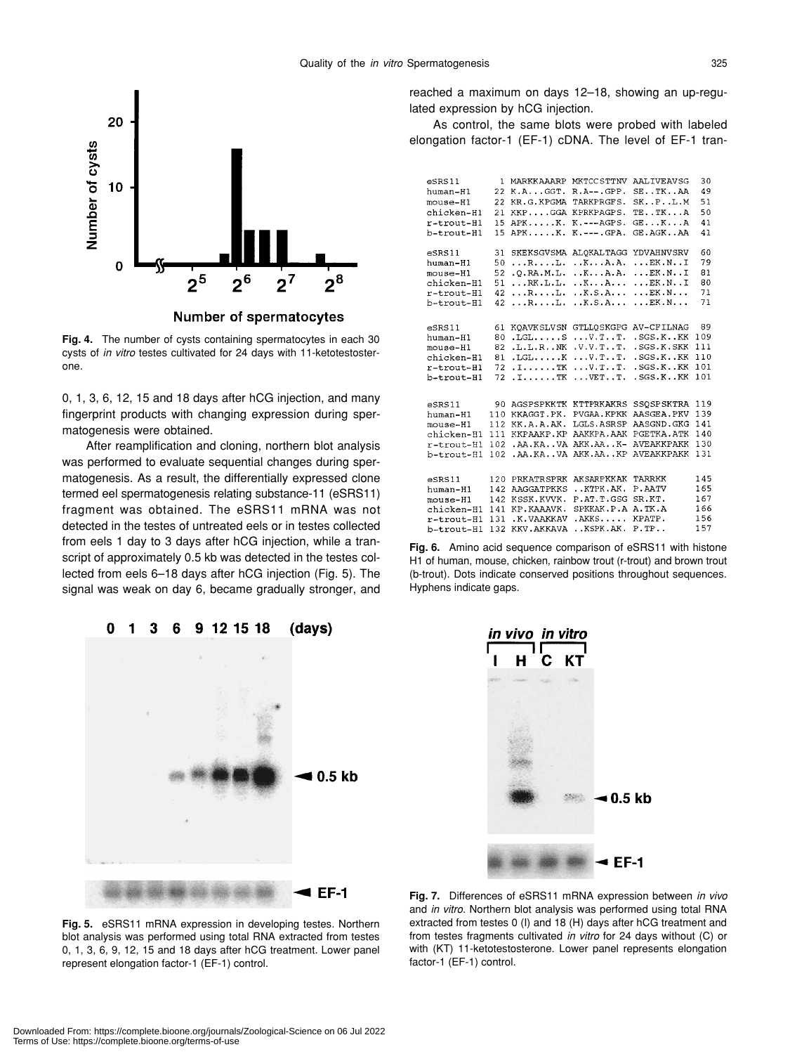Fig. 4. The number of cysts containing spermatocytes in each 30 cysts of *in vitro* testes cultivated for 24 days with 11-ketotestosterone.

0, 1, 3, 6, 12, 15 and 18 days after hCG injection, and many fingerprint products with changing expression during spermatogenesis were obtained.

After reamplification and cloning, northern blot analysis was performed to evaluate sequential changes during spermatogenesis. As a result, the differentially expressed clone termed eel spermatogenesis relating substance-11 (eSRS11) fragment was obtained. The eSRS11 mRNA was not detected in the testes of untreated eels or in testes collected from eels 1 day to 3 days after hCG injection, while a transcript of approximately 0.5 kb was detected in the testes collected from eels 6–18 days after hCG injection (Fig. 5). The signal was weak on day 6, became gradually stronger, and reached a maximum on days 12–18, showing an up-regulated expression by hCG injection.

As control, the same blots were probed with labeled elongation factor-1 (EF-1) cDNA. The level of EF-1 tran-

```
eSRS11        1 MARKKAAARP MKTCCSTTNV AALIVEAVSG   30
human-H1     22 K.A...GGT. R.A--.GPP. SE..TK..AA   49
mouse-H1     22 KR.G.KPGMA TARKPRGFS. SK..P..L.M   51
chicken-H1   21 KKP....GGA KPRKPAGPS. TE..TK...A   50
r-trout-H1   15 APK.....K. K.---AGPS. GE...K...A   41
b-trout-H1   15 APK.....K. K.---.GPA. GE.AGK..AA   41

eSRS11       31 SKEKSGVSMA ALQKALTAGG YDVAHNVSRV   60
human-H1     50 ...R....L. ..K...A.A. ...EK.N..I   79
mouse-H1     52 .Q.RA.M.L. ..K...A.A. ...EK.N..I   81
chicken-H1   51 ...RK.L.L. ..K...A... ...EK.N..I   80
r-trout-H1   42 ...R....L. ..K.S.A... ...EK.N...   71
b-trout-H1   42 ...R....L. ..K.S.A... ...EK.N...   71

eSRS11       61 KQAVKSLVSN GTLLQSKGPG AV-CFILNAG   89
human-H1     80 .LGL.....S ...V.T..T. .SGS.K..KK  109
mouse-H1     82 .L.L.R..NK .V.V.T..T. .SGS.K.SKK  111
chicken-H1   81 .LGL.....K ...V.T..T. .SGS.K..KK  110
r-trout-H1   72 .I......TK ...V.T..T. .SGS.K..KK  101
b-trout-H1   72 .I......TK ...VET..T. .SGS.K..KK  101

eSRS11       90 AGSPSPKKTK KTTPRKAKRS SSQSPSKTRA  119
human-H1    110 KKAGGT.PK. PVGAA.KPKK AASGEA.PKV  139
mouse-H1    112 KK.A.A.AK. LGLS.ASRSP AASGND.GKG  141
chicken-H1  111 KKPAAKP.KP AAKKPA.AAK PGETKA.ATK  140
r-trout-H1  102 .AA.KA..VA AKK.AA..K- AVEAKKPAKK  130
b-trout-H1  102 .AA.KA..VA AKK.AA..KP AVEAKKPAKK  131

eSRS11      120 PRKATRSPRK AKSARPKKAK TARRKK      145
human-H1    142 AAGGATPKKS ..KTPK.AK. P.AATV      165
mouse-H1    142 KSSK.KVVK. P.AT.T.GSG SR.KT.      167
chicken-H1  141 KP.KAAAVK. SPKKAK.P.A A.TK.A      166
r-trout-H1  131 .K.VAAKKAV .AKKS..... KPATP.      156
b-trout-H1  132 KKV.AKKAVA ..KSPK.AK. P.TP..      157
```

Fig. 6. Amino acid sequence comparison of eSRS11 with histone H1 of human, mouse, chicken, rainbow trout (r-trout) and brown trout (b-trout). Dots indicate conserved positions throughout sequences. Hyphens indicate gaps.

Fig. 5. eSRS11 mRNA expression in developing testes. Northern blot analysis was performed using total RNA extracted from testes 0, 1, 3, 6, 9, 12, 15 and 18 days after hCG treatment. Lower panel represent elongation factor-1 (EF-1) control.

Fig. 7. Differences of eSRS11 mRNA expression between *in vivo* and *in vitro*. Northern blot analysis was performed using total RNA extracted from testes 0 (I) and 18 (H) days after hCG treatment and from testes fragments cultivated *in vitro* for 24 days without (C) or with (KT) 11-ketotestosterone. Lower panel represents elongation factor-1 (EF-1) control.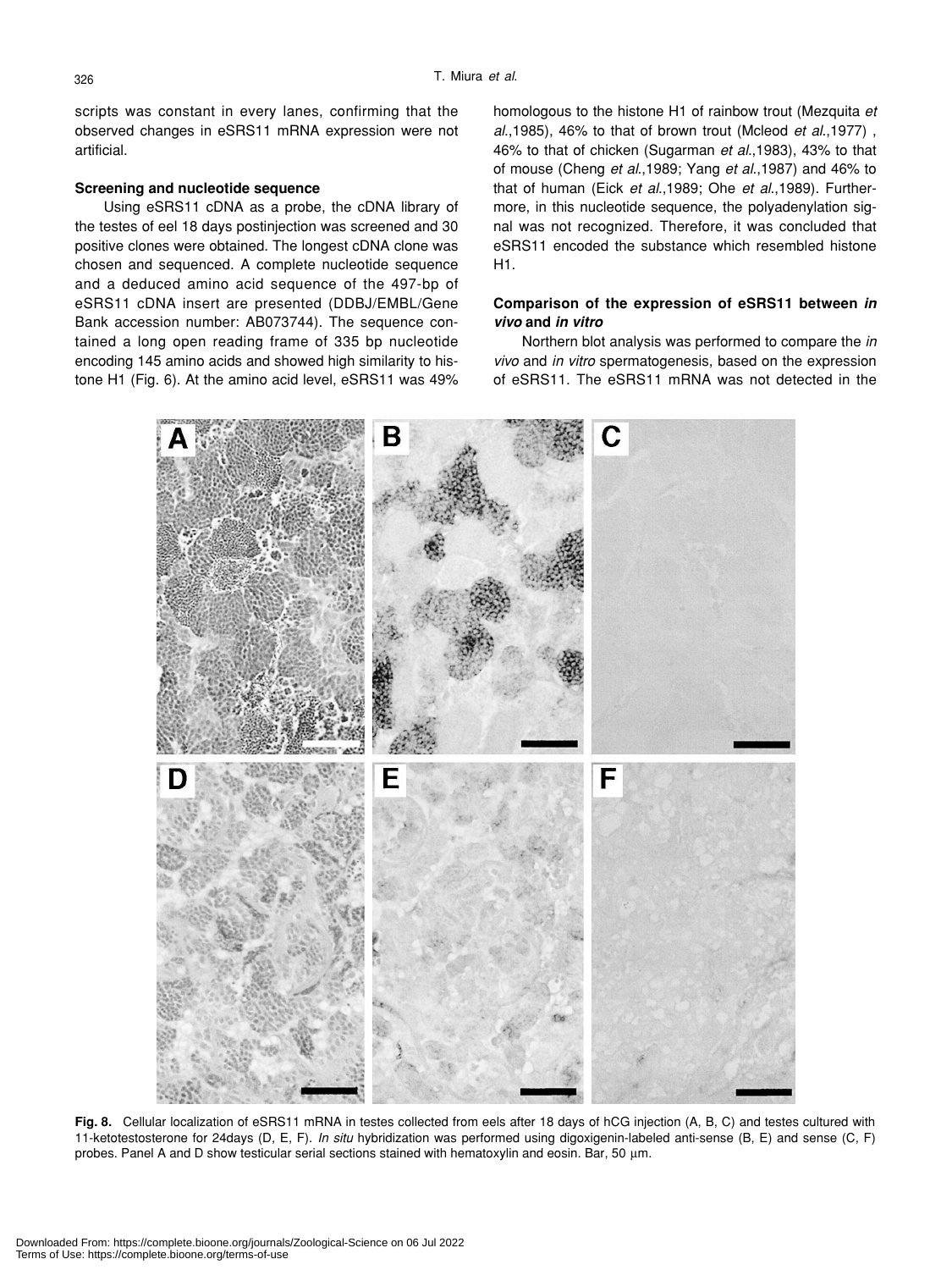scripts was constant in every lanes, confirming that the observed changes in eSRS11 mRNA expression were not artificial.

### Screening and nucleotide sequence

Using eSRS11 cDNA as a probe, the cDNA library of the testes of eel 18 days postinjection was screened and 30 positive clones were obtained. The longest cDNA clone was chosen and sequenced. A complete nucleotide sequence and a deduced amino acid sequence of the 497-bp of eSRS11 cDNA insert are presented (DDBJ/EMBL/Gene Bank accession number: AB073744). The sequence contained a long open reading frame of 335 bp nucleotide encoding 145 amino acids and showed high similarity to histone H1 (Fig. 6). At the amino acid level, eSRS11 was 49% homologous to the histone H1 of rainbow trout (Mezquita *et al.*,1985), 46% to that of brown trout (Mcleod *et al.*,1977) , 46% to that of chicken (Sugarman *et al.*,1983), 43% to that of mouse (Cheng *et al.*,1989; Yang *et al.*,1987) and 46% to that of human (Eick *et al.*,1989; Ohe *et al.*,1989). Furthermore, in this nucleotide sequence, the polyadenylation signal was not recognized. Therefore, it was concluded that eSRS11 encoded the substance which resembled histone H1.

### Comparison of the expression of eSRS11 between *in vivo* and *in vitro*

Northern blot analysis was performed to compare the *in vivo* and *in vitro* spermatogenesis, based on the expression of eSRS11. The eSRS11 mRNA was not detected in the

**Fig. 8.** Cellular localization of eSRS11 mRNA in testes collected from eels after 18 days of hCG injection (A, B, C) and testes cultured with 11-ketotestosterone for 24days (D, E, F). *In situ* hybridization was performed using digoxigenin-labeled anti-sense (B, E) and sense (C, F) probes. Panel A and D show testicular serial sections stained with hematoxylin and eosin. Bar, 50 μm.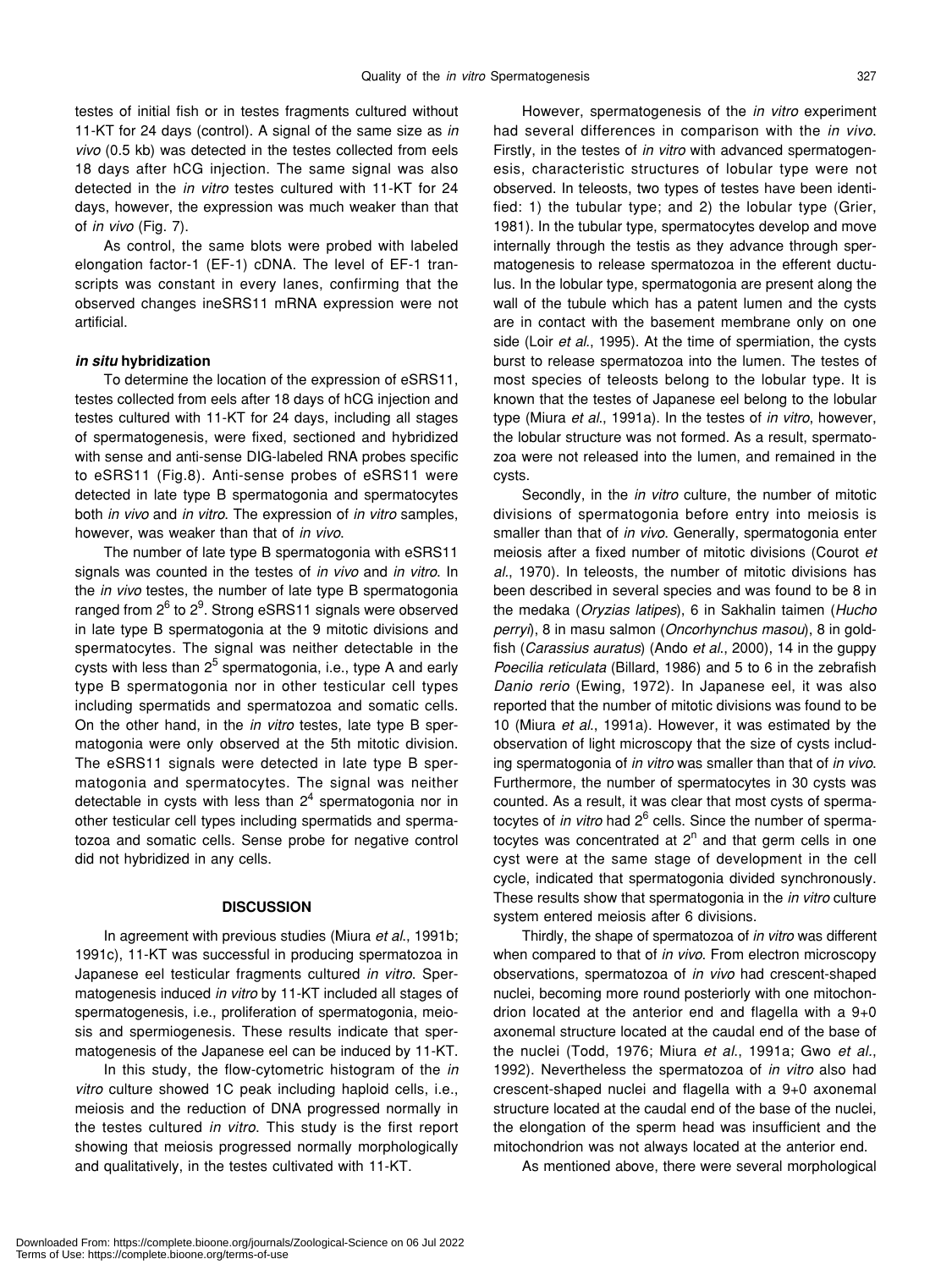testes of initial fish or in testes fragments cultured without 11-KT for 24 days (control). A signal of the same size as *in vivo* (0.5 kb) was detected in the testes collected from eels 18 days after hCG injection. The same signal was also detected in the *in vitro* testes cultured with 11-KT for 24 days, however, the expression was much weaker than that of *in vivo* (Fig. 7).

As control, the same blots were probed with labeled elongation factor-1 (EF-1) cDNA. The level of EF-1 transcripts was constant in every lanes, confirming that the observed changes ineSRS11 mRNA expression were not artificial.

### *in situ* hybridization

To determine the location of the expression of eSRS11, testes collected from eels after 18 days of hCG injection and testes cultured with 11-KT for 24 days, including all stages of spermatogenesis, were fixed, sectioned and hybridized with sense and anti-sense DIG-labeled RNA probes specific to eSRS11 (Fig.8). Anti-sense probes of eSRS11 were detected in late type B spermatogonia and spermatocytes both *in vivo* and *in vitro*. The expression of *in vitro* samples, however, was weaker than that of *in vivo*.

The number of late type B spermatogonia with eSRS11 signals was counted in the testes of *in vivo* and *in vitro*. In the *in vivo* testes, the number of late type B spermatogonia ranged from $2^6$ to $2^9$. Strong eSRS11 signals were observed in late type B spermatogonia at the 9 mitotic divisions and spermatocytes. The signal was neither detectable in the cysts with less than $2^5$ spermatogonia, i.e., type A and early type B spermatogonia nor in other testicular cell types including spermatids and spermatozoa and somatic cells. On the other hand, in the *in vitro* testes, late type B spermatogonia were only observed at the 5th mitotic division. The eSRS11 signals were detected in late type B spermatogonia and spermatocytes. The signal was neither detectable in cysts with less than $2^4$ spermatogonia nor in other testicular cell types including spermatids and spermatozoa and somatic cells. Sense probe for negative control did not hybridized in any cells.

## DISCUSSION

In agreement with previous studies (Miura *et al*., 1991b; 1991c), 11-KT was successful in producing spermatozoa in Japanese eel testicular fragments cultured *in vitro*. Spermatogenesis induced *in vitro* by 11-KT included all stages of spermatogenesis, i.e., proliferation of spermatogonia, meiosis and spermiogenesis. These results indicate that spermatogenesis of the Japanese eel can be induced by 11-KT.

In this study, the flow-cytometric histogram of the *in vitro* culture showed 1C peak including haploid cells, i.e., meiosis and the reduction of DNA progressed normally in the testes cultured *in vitro*. This study is the first report showing that meiosis progressed normally morphologically and qualitatively, in the testes cultivated with 11-KT.

However, spermatogenesis of the *in vitro* experiment had several differences in comparison with the *in vivo*. Firstly, in the testes of *in vitro* with advanced spermatogenesis, characteristic structures of lobular type were not observed. In teleosts, two types of testes have been identified: 1) the tubular type; and 2) the lobular type (Grier, 1981). In the tubular type, spermatocytes develop and move internally through the testis as they advance through spermatogenesis to release spermatozoa in the efferent ductulus. In the lobular type, spermatogonia are present along the wall of the tubule which has a patent lumen and the cysts are in contact with the basement membrane only on one side (Loir *et al*., 1995). At the time of spermiation, the cysts burst to release spermatozoa into the lumen. The testes of most species of teleosts belong to the lobular type. It is known that the testes of Japanese eel belong to the lobular type (Miura *et al*., 1991a). In the testes of *in vitro*, however, the lobular structure was not formed. As a result, spermatozoa were not released into the lumen, and remained in the cysts.

Secondly, in the *in vitro* culture, the number of mitotic divisions of spermatogonia before entry into meiosis is smaller than that of *in vivo*. Generally, spermatogonia enter meiosis after a fixed number of mitotic divisions (Courot *et al*., 1970). In teleosts, the number of mitotic divisions has been described in several species and was found to be 8 in the medaka (*Oryzias latipes*), 6 in Sakhalin taimen (*Hucho perryi*), 8 in masu salmon (*Oncorhynchus masou*), 8 in goldfish (*Carassius auratus*) (Ando *et al*., 2000), 14 in the guppy *Poecilia reticulata* (Billard, 1986) and 5 to 6 in the zebrafish *Danio rerio* (Ewing, 1972). In Japanese eel, it was also reported that the number of mitotic divisions was found to be 10 (Miura *et al*., 1991a). However, it was estimated by the observation of light microscopy that the size of cysts including spermatogonia of *in vitro* was smaller than that of *in vivo*. Furthermore, the number of spermatocytes in 30 cysts was counted. As a result, it was clear that most cysts of spermatocytes of *in vitro* had $2^6$ cells. Since the number of spermatocytes was concentrated at $2^n$ and that germ cells in one cyst were at the same stage of development in the cell cycle, indicated that spermatogonia divided synchronously. These results show that spermatogonia in the *in vitro* culture system entered meiosis after 6 divisions.

Thirdly, the shape of spermatozoa of *in vitro* was different when compared to that of *in vivo*. From electron microscopy observations, spermatozoa of *in vivo* had crescent-shaped nuclei, becoming more round posteriorly with one mitochondrion located at the anterior end and flagella with a 9+0 axonemal structure located at the caudal end of the base of the nuclei (Todd, 1976; Miura *et al*., 1991a; Gwo *et al*., 1992). Nevertheless the spermatozoa of *in vitro* also had crescent-shaped nuclei and flagella with a 9+0 axonemal structure located at the caudal end of the base of the nuclei, the elongation of the sperm head was insufficient and the mitochondrion was not always located at the anterior end.

As mentioned above, there were several morphological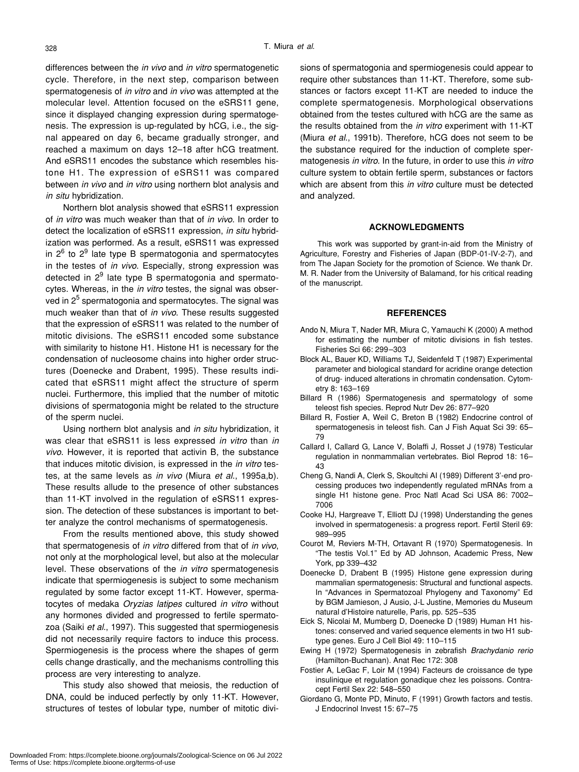differences between the *in vivo* and *in vitro* spermatogenetic cycle. Therefore, in the next step, comparison between spermatogenesis of *in vitro* and *in vivo* was attempted at the molecular level. Attention focused on the eSRS11 gene, since it displayed changing expression during spermatogenesis. The expression is up-regulated by hCG, i.e., the signal appeared on day 6, became gradually stronger, and reached a maximum on days 12–18 after hCG treatment. And eSRS11 encodes the substance which resembles histone H1. The expression of eSRS11 was compared between *in vivo* and *in vitro* using northern blot analysis and *in situ* hybridization.

Northern blot analysis showed that eSRS11 expression of *in vitro* was much weaker than that of *in vivo*. In order to detect the localization of eSRS11 expression, *in situ* hybridization was performed. As a result, eSRS11 was expressed in $2^6$ to $2^9$ late type B spermatogonia and spermatocytes in the testes of *in vivo*. Especially, strong expression was detected in $2^9$ late type B spermatogonia and spermatocytes. Whereas, in the *in vitro* testes, the signal was observed in $2^5$ spermatogonia and spermatocytes. The signal was much weaker than that of *in vivo*. These results suggested that the expression of eSRS11 was related to the number of mitotic divisions. The eSRS11 encoded some substance with similarity to histone H1. Histone H1 is necessary for the condensation of nucleosome chains into higher order structures (Doenecke and Drabent, 1995). These results indicated that eSRS11 might affect the structure of sperm nuclei. Furthermore, this implied that the number of mitotic divisions of spermatogonia might be related to the structure of the sperm nuclei.

Using northern blot analysis and *in situ* hybridization, it was clear that eSRS11 is less expressed *in vitro* than *in vivo*. However, it is reported that activin B, the substance that induces mitotic division, is expressed in the *in vitro* testes, at the same levels as *in vivo* (Miura *et al.*, 1995a,b). These results allude to the presence of other substances than 11-KT involved in the regulation of eSRS11 expression. The detection of these substances is important to better analyze the control mechanisms of spermatogenesis.

From the results mentioned above, this study showed that spermatogenesis of *in vitro* differed from that of *in vivo*, not only at the morphological level, but also at the molecular level. These observations of the *in vitro* spermatogenesis indicate that spermiogenesis is subject to some mechanism regulated by some factor except 11-KT. However, spermatocytes of medaka *Oryzias latipes* cultured *in vitro* without any hormones divided and progressed to fertile spermatozoa (Saiki *et al.*, 1997). This suggested that spermiogenesis did not necessarily require factors to induce this process. Spermiogenesis is the process where the shapes of germ cells change drastically, and the mechanisms controlling this process are very interesting to analyze.

This study also showed that meiosis, the reduction of DNA, could be induced perfectly by only 11-KT. However, structures of testes of lobular type, number of mitotic divisions of spermatogonia and spermiogenesis could appear to require other substances than 11-KT. Therefore, some substances or factors except 11-KT are needed to induce the complete spermatogenesis. Morphological observations obtained from the testes cultured with hCG are the same as the results obtained from the *in vitro* experiment with 11-KT (Miura *et al.*, 1991b). Therefore, hCG does not seem to be the substance required for the induction of complete spermatogenesis *in vitro*. In the future, in order to use this *in vitro* culture system to obtain fertile sperm, substances or factors which are absent from this *in vitro* culture must be detected and analyzed.

## ACKNOWLEDGMENTS

This work was supported by grant-in-aid from the Ministry of Agriculture, Forestry and Fisheries of Japan (BDP-01-IV-2-7), and from The Japan Society for the promotion of Science. We thank Dr. M. R. Nader from the University of Balamand, for his critical reading of the manuscript.

## REFERENCES

Ando N, Miura T, Nader MR, Miura C, Yamauchi K (2000) A method for estimating the number of mitotic divisions in fish testes. Fisheries Sci 66: 299–303

Block AL, Bauer KD, Williams TJ, Seidenfeld T (1987) Experimental parameter and biological standard for acridine orange detection of drug- induced alterations in chromatin condensation. Cytometry 8: 163–169

Billard R (1986) Spermatogenesis and spermatology of some teleost fish species. Reprod Nutr Dev 26: 877–920

Billard R, Fostier A, Weil C, Breton B (1982) Endocrine control of spermatogenesis in teleost fish. Can J Fish Aquat Sci 39: 65–79

Callard I, Callard G, Lance V, Bolaffi J, Rosset J (1978) Testicular regulation in nonmammalian vertebrates. Biol Reprod 18: 16–43

Cheng G, Nandi A, Clerk S, Skoultchi AI (1989) Different 3'-end processing produces two independently regulated mRNAs from a single H1 histone gene. Proc Natl Acad Sci USA 86: 7002–7006

Cooke HJ, Hargreave T, Elliott DJ (1998) Understanding the genes involved in spermatogenesis: a progress report. Fertil Steril 69: 989–995

Courot M, Reviers M-TH, Ortavant R (1970) Spermatogenesis. In "The testis Vol.1" Ed by AD Johnson, Academic Press, New York, pp 339–432

Doenecke D, Drabent B (1995) Histone gene expression during mammalian spermatogenesis: Structural and functional aspects. In "Advances in Spermatozoal Phylogeny and Taxonomy" Ed by BGM Jamieson, J Ausio, J-L Justine, Memories du Museum natural d'Histoire naturelle, Paris, pp. 525–535

Eick S, Nicolai M, Mumberg D, Doenecke D (1989) Human H1 histones: conserved and varied sequence elements in two H1 subtype genes. Euro J Cell Biol 49: 110–115

Ewing H (1972) Spermatogenesis in zebrafish *Brachydanio rerio* (Hamilton-Buchanan). Anat Rec 172: 308

Fostier A, LeGac F, Loir M (1994) Facteurs de croissance de type insulinique et regulation gonadique chez les poissons. Contracept Fertil Sex 22: 548–550

Giordano G, Monte PD, Minuto, F (1991) Growth factors and testis. J Endocrinol Invest 15: 67–75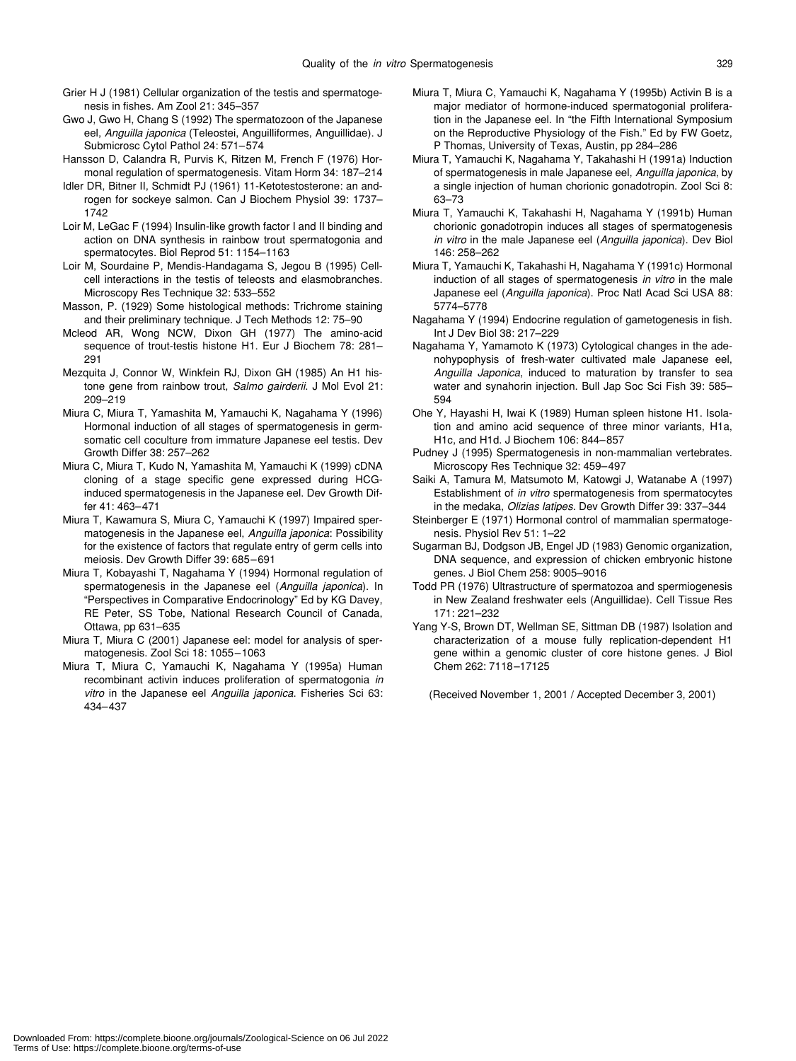Grier H J (1981) Cellular organization of the testis and spermatogenesis in fishes. Am Zool 21: 345–357

Gwo J, Gwo H, Chang S (1992) The spermatozoon of the Japanese eel, *Anguilla japonica* (Teleostei, Anguilliformes, Anguillidae). J Submicrosc Cytol Pathol 24: 571–574

Hansson D, Calandra R, Purvis K, Ritzen M, French F (1976) Hormonal regulation of spermatogenesis. Vitam Horm 34: 187–214

Idler DR, Bitner II, Schmidt PJ (1961) 11-Ketotestosterone: an androgen for sockeye salmon. Can J Biochem Physiol 39: 1737–1742

Loir M, LeGac F (1994) Insulin-like growth factor I and II binding and action on DNA synthesis in rainbow trout spermatogonia and spermatocytes. Biol Reprod 51: 1154–1163

Loir M, Sourdaine P, Mendis-Handagama S, Jegou B (1995) Cell-cell interactions in the testis of teleosts and elasmobranches. Microscopy Res Technique 32: 533–552

Masson, P. (1929) Some histological methods: Trichrome staining and their preliminary technique. J Tech Methods 12: 75–90

Mcleod AR, Wong NCW, Dixon GH (1977) The amino-acid sequence of trout-testis histone H1. Eur J Biochem 78: 281–291

Mezquita J, Connor W, Winkfein RJ, Dixon GH (1985) An H1 histone gene from rainbow trout, *Salmo gairderii*. J Mol Evol 21: 209–219

Miura C, Miura T, Yamashita M, Yamauchi K, Nagahama Y (1996) Hormonal induction of all stages of spermatogenesis in germ-somatic cell coculture from immature Japanese eel testis. Dev Growth Differ 38: 257–262

Miura C, Miura T, Kudo N, Yamashita M, Yamauchi K (1999) cDNA cloning of a stage specific gene expressed during HCG-induced spermatogenesis in the Japanese eel. Dev Growth Differ 41: 463–471

Miura T, Kawamura S, Miura C, Yamauchi K (1997) Impaired spermatogenesis in the Japanese eel, *Anguilla japonica*: Possibility for the existence of factors that regulate entry of germ cells into meiosis. Dev Growth Differ 39: 685–691

Miura T, Kobayashi T, Nagahama Y (1994) Hormonal regulation of spermatogenesis in the Japanese eel (*Anguilla japonica*). In "Perspectives in Comparative Endocrinology" Ed by KG Davey, RE Peter, SS Tobe, National Research Council of Canada, Ottawa, pp 631–635

Miura T, Miura C (2001) Japanese eel: model for analysis of spermatogenesis. Zool Sci 18: 1055–1063

Miura T, Miura C, Yamauchi K, Nagahama Y (1995a) Human recombinant activin induces proliferation of spermatogonia *in vitro* in the Japanese eel *Anguilla japonica*. Fisheries Sci 63: 434–437

Miura T, Miura C, Yamauchi K, Nagahama Y (1995b) Activin B is a major mediator of hormone-induced spermatogonial proliferation in the Japanese eel. In "the Fifth International Symposium on the Reproductive Physiology of the Fish." Ed by FW Goetz, P Thomas, University of Texas, Austin, pp 284–286

Miura T, Yamauchi K, Nagahama Y, Takahashi H (1991a) Induction of spermatogenesis in male Japanese eel, *Anguilla japonica*, by a single injection of human chorionic gonadotropin. Zool Sci 8: 63–73

Miura T, Yamauchi K, Takahashi H, Nagahama Y (1991b) Human chorionic gonadotropin induces all stages of spermatogenesis *in vitro* in the male Japanese eel (*Anguilla japonica*). Dev Biol 146: 258–262

Miura T, Yamauchi K, Takahashi H, Nagahama Y (1991c) Hormonal induction of all stages of spermatogenesis *in vitro* in the male Japanese eel (*Anguilla japonica*). Proc Natl Acad Sci USA 88: 5774–5778

Nagahama Y (1994) Endocrine regulation of gametogenesis in fish. Int J Dev Biol 38: 217–229

Nagahama Y, Yamamoto K (1973) Cytological changes in the adenohypophysis of fresh-water cultivated male Japanese eel, *Anguilla Japonica,* induced to maturation by transfer to sea water and synahorin injection. Bull Jap Soc Sci Fish 39: 585–594

Ohe Y, Hayashi H, Iwai K (1989) Human spleen histone H1. Isolation and amino acid sequence of three minor variants, H1a, H1c, and H1d. J Biochem 106: 844–857

Pudney J (1995) Spermatogenesis in non-mammalian vertebrates. Microscopy Res Technique 32: 459–497

Saiki A, Tamura M, Matsumoto M, Katowgi J, Watanabe A (1997) Establishment of *in vitro* spermatogenesis from spermatocytes in the medaka, *Olizias latipes*. Dev Growth Differ 39: 337–344

Steinberger E (1971) Hormonal control of mammalian spermatogenesis. Physiol Rev 51: 1–22

Sugarman BJ, Dodgson JB, Engel JD (1983) Genomic organization, DNA sequence, and expression of chicken embryonic histone genes. J Biol Chem 258: 9005–9016

Todd PR (1976) Ultrastructure of spermatozoa and spermiogenesis in New Zealand freshwater eels (Anguillidae). Cell Tissue Res 171: 221–232

Yang Y-S, Brown DT, Wellman SE, Sittman DB (1987) Isolation and characterization of a mouse fully replication-dependent H1 gene within a genomic cluster of core histone genes. J Biol Chem 262: 7118–17125

(Received November 1, 2001 / Accepted December 3, 2001)